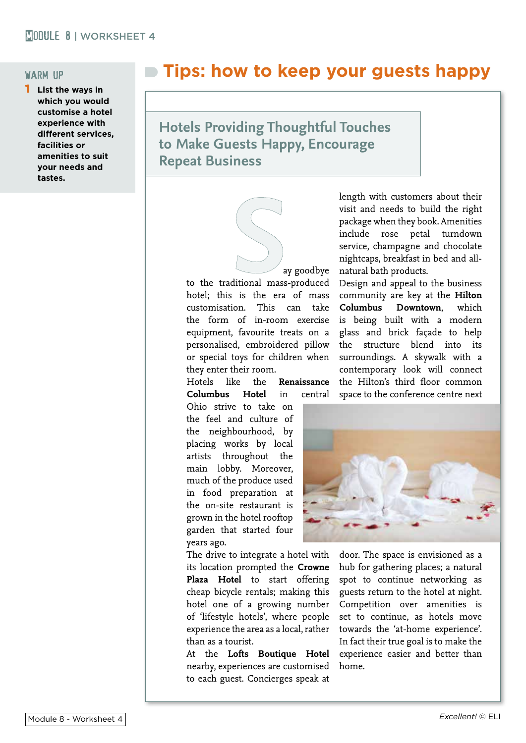## WARM UP

**1** **List the ways in which you would customise a hotel experience with different services, facilities or amenities to suit your needs and tastes.**

# Tips: how to keep your guests happy

## Hotels Providing Thoughtful Touches to Make Guests Happy, Encourage Repeat Business

Say goodbye to the traditional mass-produced hotel; this is the era of mass customisation. This can take the form of in-room exercise equipment, favourite treats on a personalised, embroidered pillow or special toys for children when they enter their room.

Hotels like the **Renaissance Columbus Hotel** in central Ohio strive to take on the feel and culture of the neighbourhood, by placing works by local artists throughout the main lobby. Moreover, much of the produce used in food preparation at the on-site restaurant is grown in the hotel rooftop garden that started four years ago.

The drive to integrate a hotel with its location prompted the **Crowne Plaza Hotel** to start offering cheap bicycle rentals; making this hotel one of a growing number of 'lifestyle hotels', where people experience the area as a local, rather than as a tourist.

At the **Lofts Boutique Hotel** nearby, experiences are customised to each guest. Concierges speak at length with customers about their visit and needs to build the right package when they book. Amenities include rose petal turndown service, champagne and chocolate nightcaps, breakfast in bed and all-natural bath products.

Design and appeal to the business community are key at the **Hilton Columbus Downtown**, which is being built with a modern glass and brick façade to help the structure blend into its surroundings. A skywalk with a contemporary look will connect the Hilton's third floor common space to the conference centre next door. The space is envisioned as a hub for gathering places; a natural spot to continue networking as guests return to the hotel at night.

Competition over amenities is set to continue, as hotels move towards the 'at-home experience'. In fact their true goal is to make the experience easier and better than home.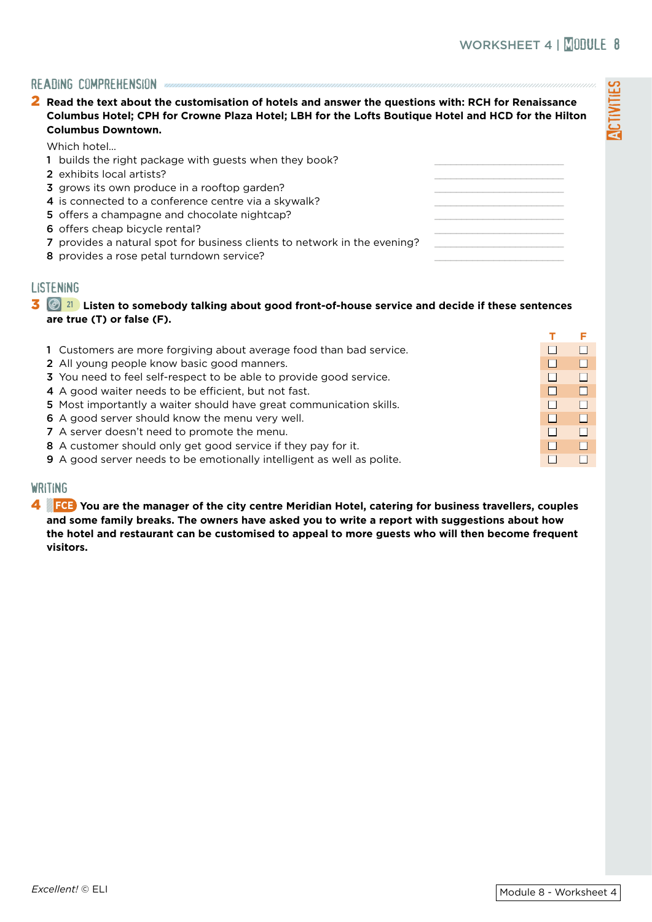## READING COMPREHENSION

**2** **Read the text about the customisation of hotels and answer the questions with: RCH for Renaissance Columbus Hotel; CPH for Crowne Plaza Hotel; LBH for the Lofts Boutique Hotel and HCD for the Hilton Columbus Downtown.**

Which hotel…

1 builds the right package with guests when they book? ____________
2 exhibits local artists? ____________
3 grows its own produce in a rooftop garden? ____________
4 is connected to a conference centre via a skywalk? ____________
5 offers a champagne and chocolate nightcap? ____________
6 offers cheap bicycle rental? ____________
7 provides a natural spot for business clients to network in the evening? ____________
8 provides a rose petal turndown service? ____________

## LISTENING

**3** 21 **Listen to somebody talking about good front-of-house service and decide if these sentences are true (T) or false (F).**

| | T | F |
|---|---|---|
| 1 Customers are more forgiving about average food than bad service. | ☐ | ☐ |
| 2 All young people know basic good manners. | ☐ | ☐ |
| 3 You need to feel self-respect to be able to provide good service. | ☐ | ☐ |
| 4 A good waiter needs to be efficient, but not fast. | ☐ | ☐ |
| 5 Most importantly a waiter should have great communication skills. | ☐ | ☐ |
| 6 A good server should know the menu very well. | ☐ | ☐ |
| 7 A server doesn't need to promote the menu. | ☐ | ☐ |
| 8 A customer should only get good service if they pay for it. | ☐ | ☐ |
| 9 A good server needs to be emotionally intelligent as well as polite. | ☐ | ☐ |

## WRITING

**4** FCE **You are the manager of the city centre Meridian Hotel, catering for business travellers, couples and some family breaks. The owners have asked you to write a report with suggestions about how the hotel and restaurant can be customised to appeal to more guests who will then become frequent visitors.**